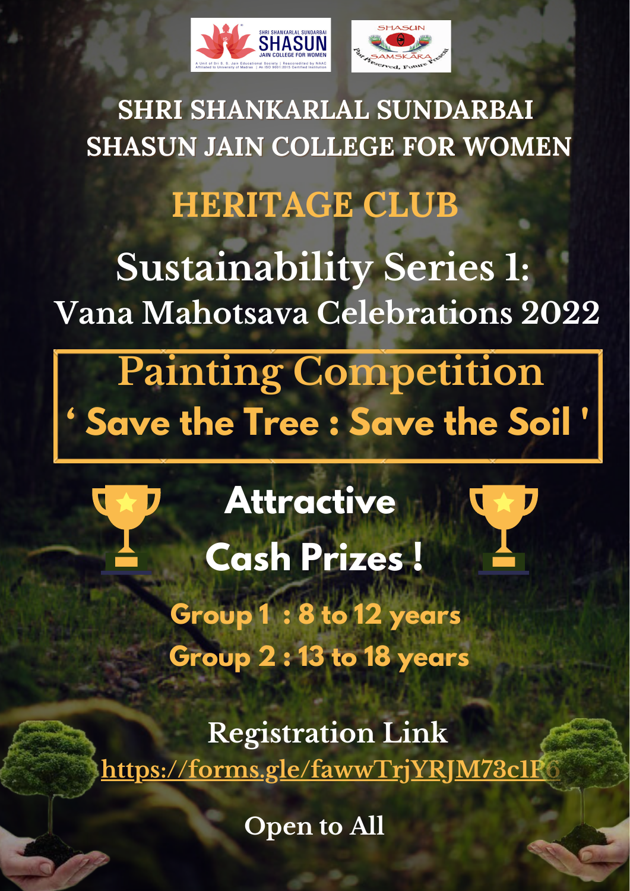# SHRI SHANKARLAL SUNDARBAI SHASUN JAIN COLLEGE FOR WOMEN

## HERITAGE CLUB

## Sustainability Series 1: Vana Mahotsava Celebrations 2022

## Painting Competition
## ' Save the Tree : Save the Soil '

**Attractive Cash Prizes !**

**Group 1 : 8 to 12 years**
**Group 2 : 13 to 18 years**

Registration Link
https://forms.gle/fawwTrjYRJM73c1P6

Open to All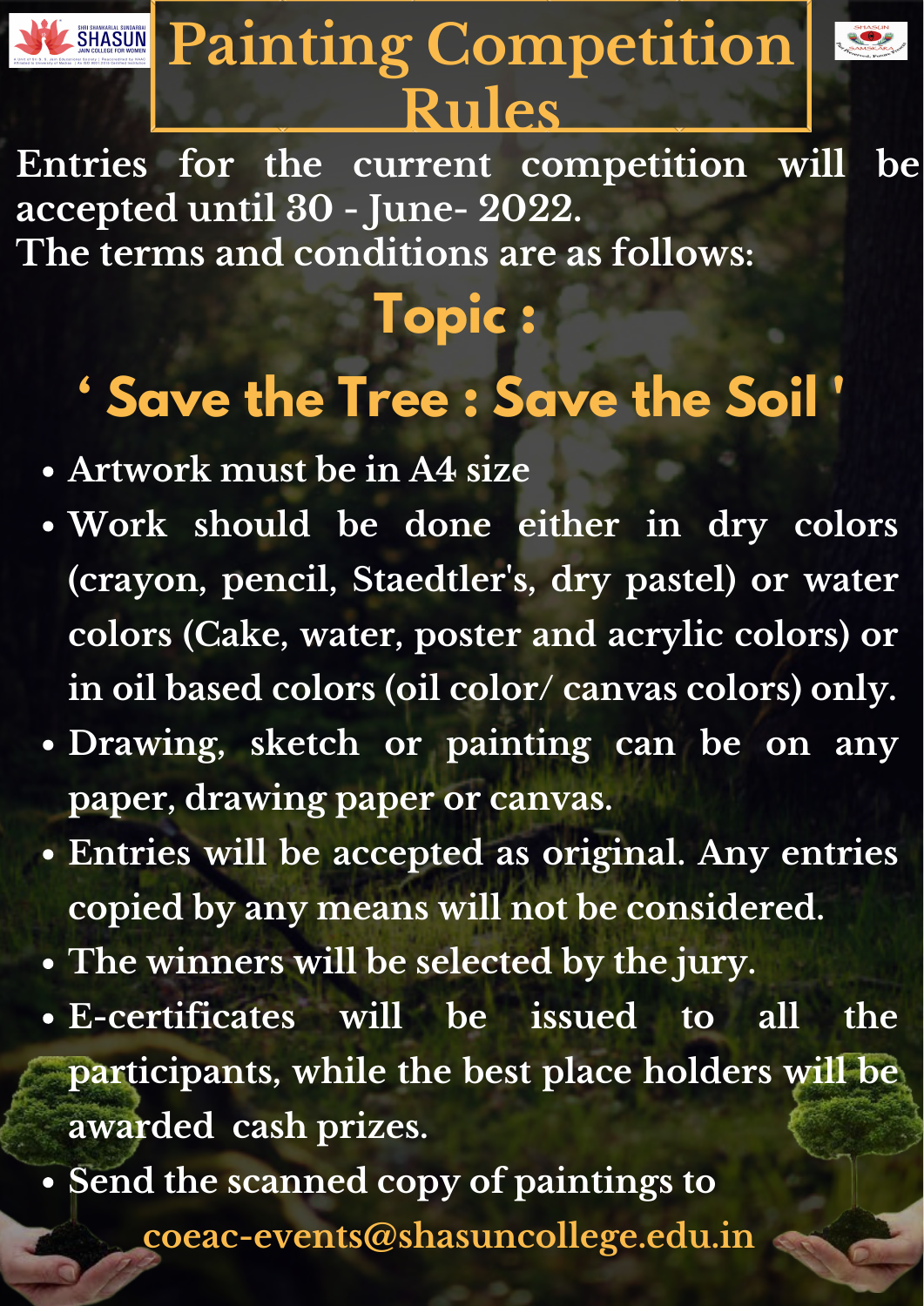# Painting Competition Rules

Entries for the current competition will be accepted until 30 - June- 2022.
The terms and conditions are as follows:

## Topic :

## ' Save the Tree : Save the Soil '

- Artwork must be in A4 size
- Work should be done either in dry colors (crayon, pencil, Staedtler's, dry pastel) or water colors (Cake, water, poster and acrylic colors) or in oil based colors (oil color/ canvas colors) only.
- Drawing, sketch or painting can be on any paper, drawing paper or canvas.
- Entries will be accepted as original. Any entries copied by any means will not be considered.
- The winners will be selected by the jury.
- E-certificates will be issued to all the participants, while the best place holders will be awarded cash prizes.
- Send the scanned copy of paintings to

coeac-events@shasuncollege.edu.in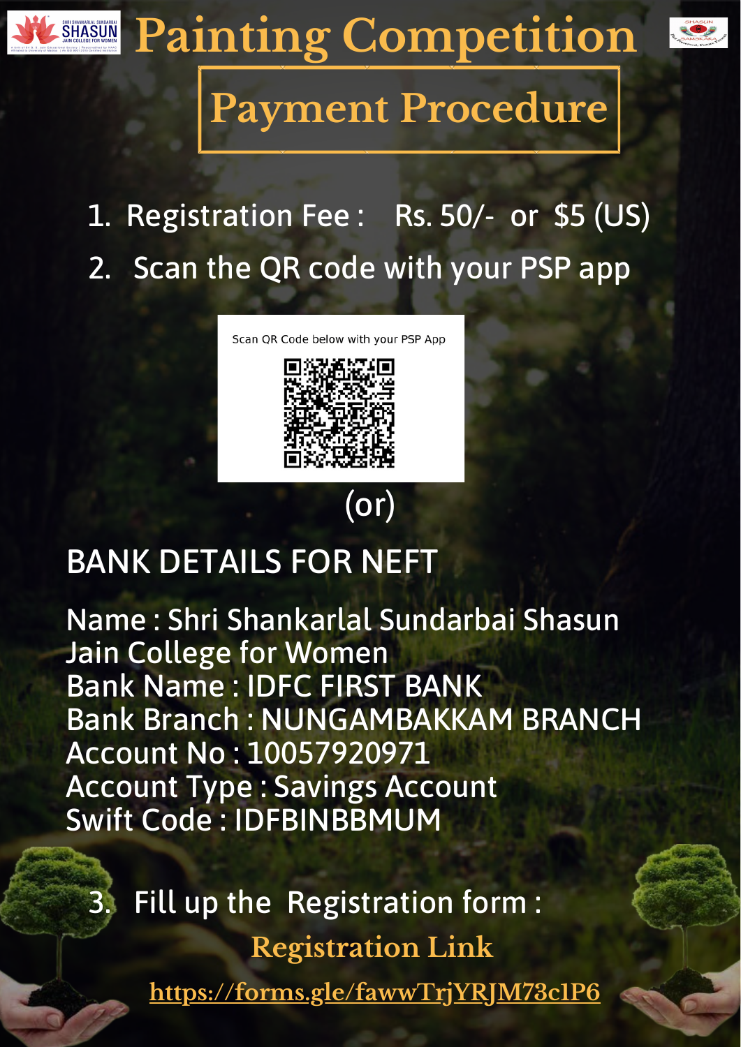# Painting Competition

## Payment Procedure

1. Registration Fee : Rs. 50/- or $5 (US)
2. Scan the QR code with your PSP app

Scan QR Code below with your PSP App

(or)

### BANK DETAILS FOR NEFT

Name : Shri Shankarlal Sundarbai Shasun Jain College for Women
Bank Name : IDFC FIRST BANK
Bank Branch : NUNGAMBAKKAM BRANCH
Account No : 10057920971
Account Type : Savings Account
Swift Code : IDFBINBBMUM

3. Fill up the Registration form :

**Registration Link**

https://forms.gle/fawwTrjYRJM73c1P6